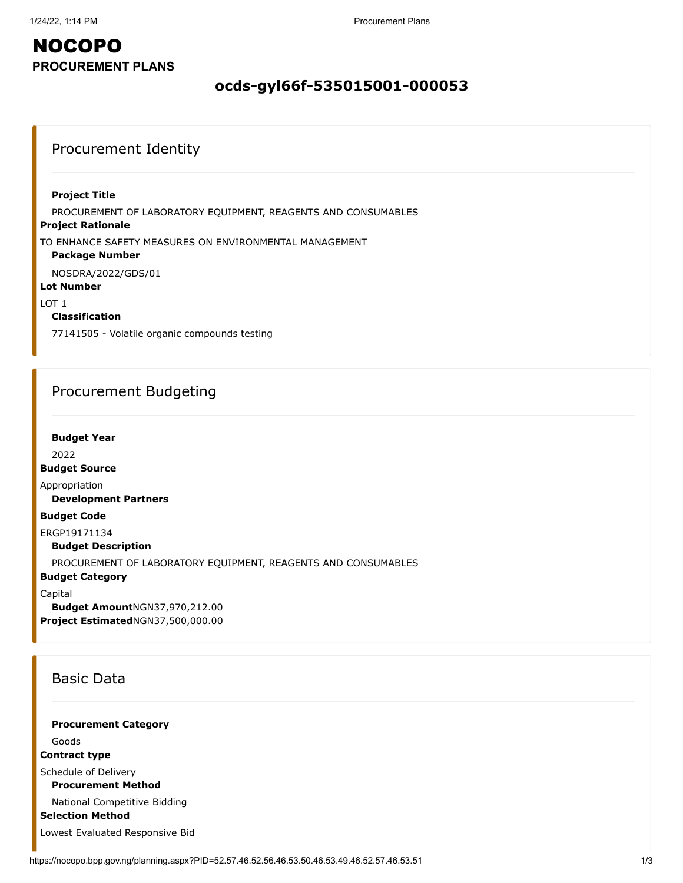# NOCOPO

**PROCUREMENT PLANS**

## ocds-gyl66f-535015001-000053

### Procurement Identity

**Project Title**

PROCUREMENT OF LABORATORY EQUIPMENT, REAGENTS AND CONSUMABLES

**Project Rationale**

TO ENHANCE SAFETY MEASURES ON ENVIRONMENTAL MANAGEMENT

**Package Number**

NOSDRA/2022/GDS/01

**Lot Number**

LOT 1

**Classification**

77141505 - Volatile organic compounds testing

### Procurement Budgeting

**Budget Year**

2022

**Budget Source**

Appropriation

**Development Partners**

**Budget Code**

ERGP19171134

**Budget Description**

PROCUREMENT OF LABORATORY EQUIPMENT, REAGENTS AND CONSUMABLES

**Budget Category**

Capital

**Budget Amount** NGN37,970,212.00

**Project Estimated** NGN37,500,000.00

### Basic Data

**Procurement Category**

Goods

**Contract type**

Schedule of Delivery

**Procurement Method**

National Competitive Bidding

**Selection Method**

Lowest Evaluated Responsive Bid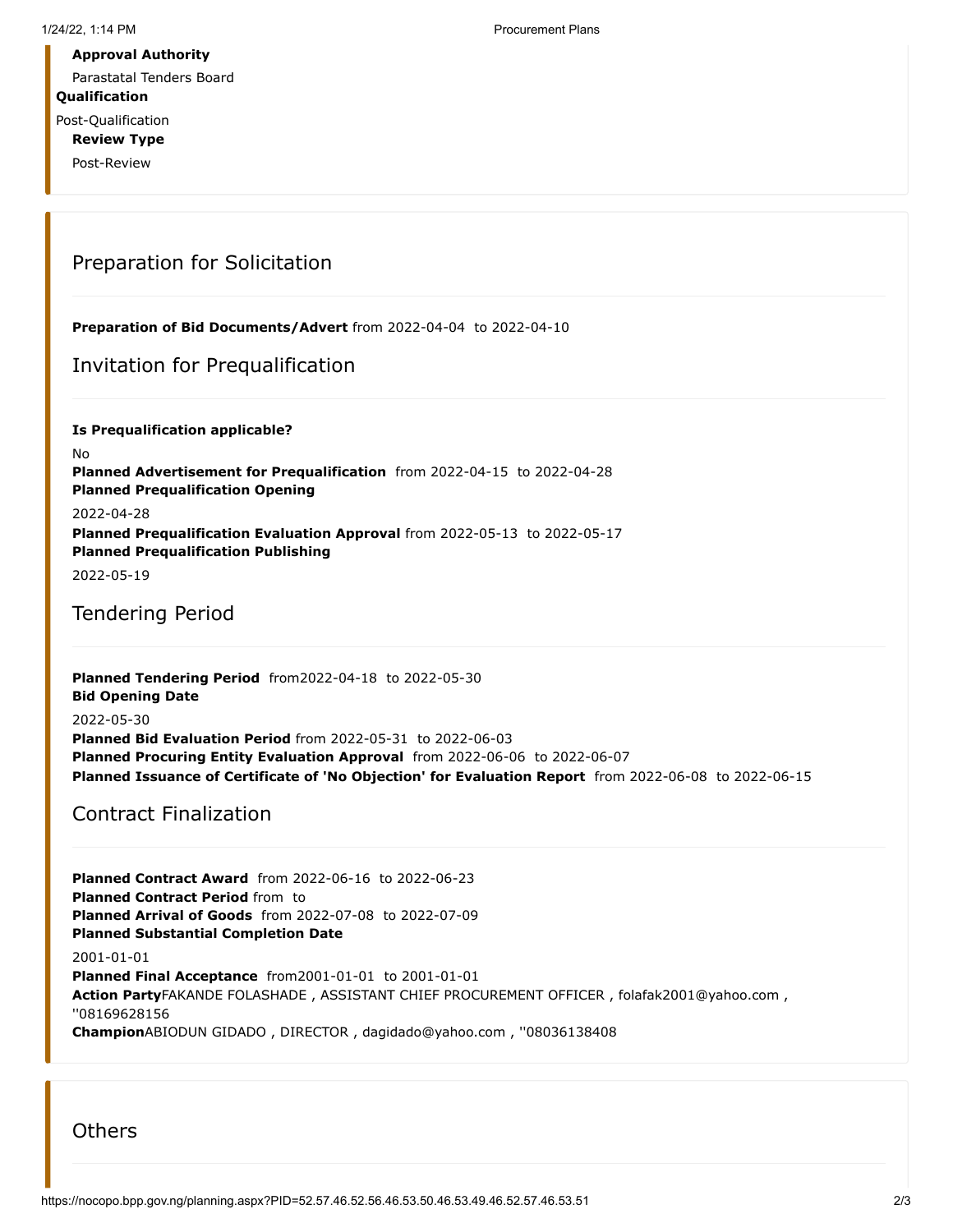**Approval Authority**

Parastatal Tenders Board

**Qualification**

Post-Qualification

**Review Type**

Post-Review

## Preparation for Solicitation

**Preparation of Bid Documents/Advert** from 2022-04-04 to 2022-04-10

## Invitation for Prequalification

**Is Prequalification applicable?**

No

**Planned Advertisement for Prequalification** from 2022-04-15 to 2022-04-28

**Planned Prequalification Opening**

2022-04-28

**Planned Prequalification Evaluation Approval** from 2022-05-13 to 2022-05-17

**Planned Prequalification Publishing**

2022-05-19

## Tendering Period

**Planned Tendering Period** from2022-04-18 to 2022-05-30

**Bid Opening Date**

2022-05-30

**Planned Bid Evaluation Period** from 2022-05-31 to 2022-06-03

**Planned Procuring Entity Evaluation Approval** from 2022-06-06 to 2022-06-07

**Planned Issuance of Certificate of 'No Objection' for Evaluation Report** from 2022-06-08 to 2022-06-15

## Contract Finalization

**Planned Contract Award** from 2022-06-16 to 2022-06-23

**Planned Contract Period** from to

**Planned Arrival of Goods** from 2022-07-08 to 2022-07-09

**Planned Substantial Completion Date**

2001-01-01

**Planned Final Acceptance** from2001-01-01 to 2001-01-01

**Action Party**FAKANDE FOLASHADE , ASSISTANT CHIEF PROCUREMENT OFFICER , folafak2001@yahoo.com , ''08169628156

**Champion**ABIODUN GIDADO , DIRECTOR , dagidado@yahoo.com , ''08036138408

## Others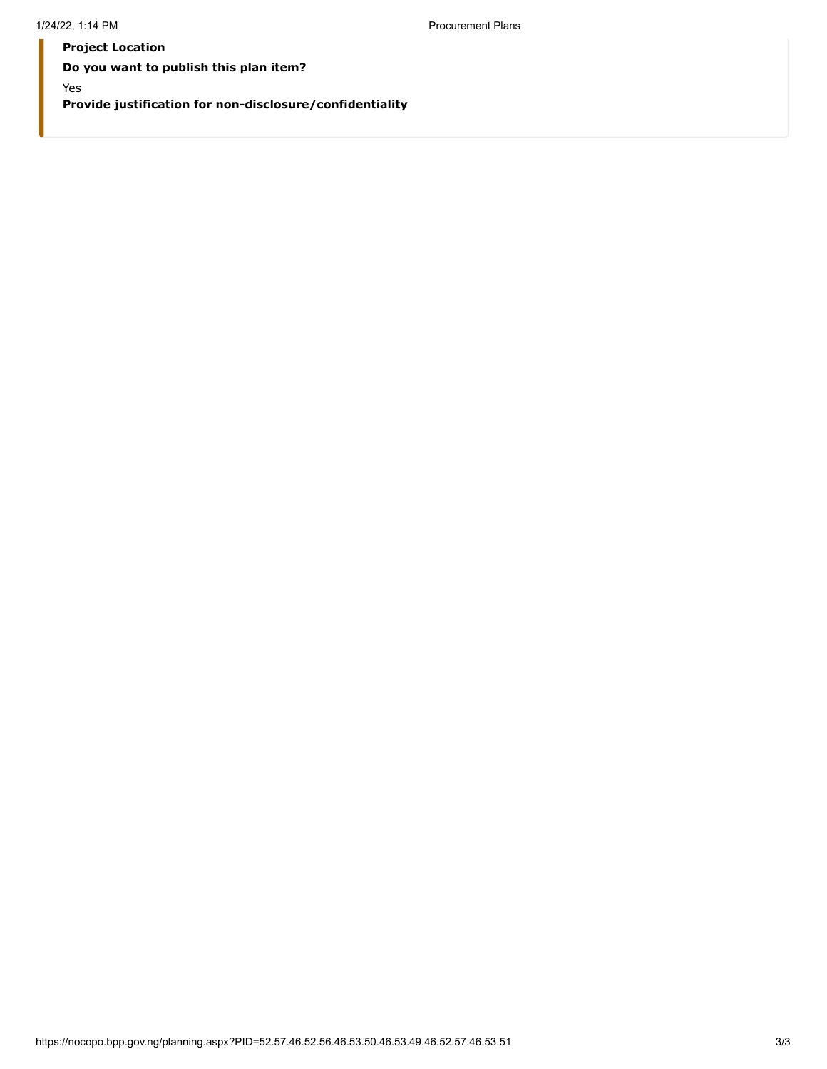**Project Location**

**Do you want to publish this plan item?**

Yes

**Provide justification for non-disclosure/confidentiality**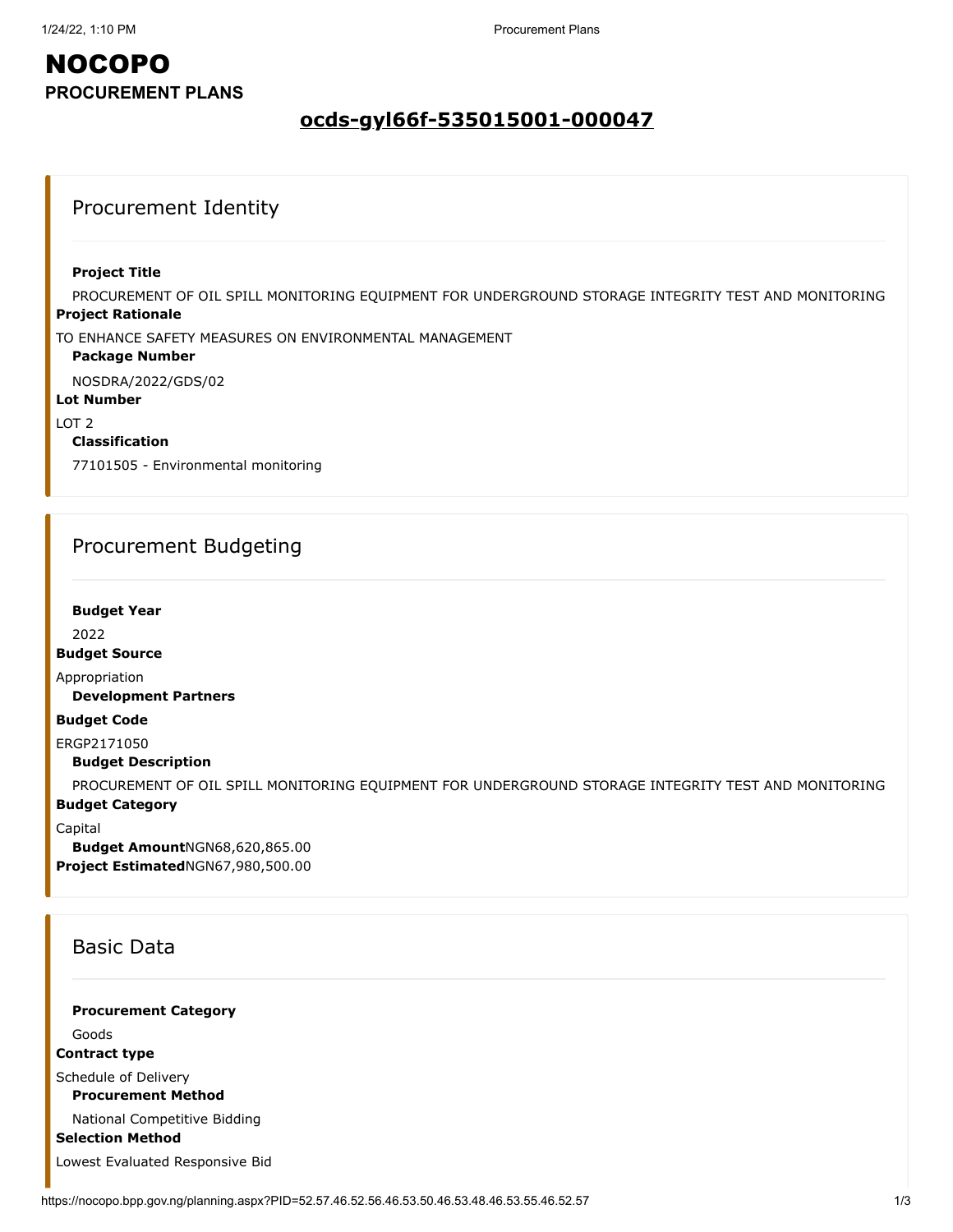# NOCOPO

**PROCUREMENT PLANS**

## ocds-gyl66f-535015001-000047

### Procurement Identity

**Project Title**

PROCUREMENT OF OIL SPILL MONITORING EQUIPMENT FOR UNDERGROUND STORAGE INTEGRITY TEST AND MONITORING

**Project Rationale**

TO ENHANCE SAFETY MEASURES ON ENVIRONMENTAL MANAGEMENT

**Package Number**

NOSDRA/2022/GDS/02

**Lot Number**

LOT 2

**Classification**

77101505 - Environmental monitoring

### Procurement Budgeting

**Budget Year**

2022

**Budget Source**

Appropriation

**Development Partners**

**Budget Code**

ERGP2171050

**Budget Description**

PROCUREMENT OF OIL SPILL MONITORING EQUIPMENT FOR UNDERGROUND STORAGE INTEGRITY TEST AND MONITORING

**Budget Category**

Capital

**Budget Amount** NGN68,620,865.00

**Project Estimated** NGN67,980,500.00

### Basic Data

**Procurement Category**

Goods

**Contract type**

Schedule of Delivery

**Procurement Method**

National Competitive Bidding

**Selection Method**

Lowest Evaluated Responsive Bid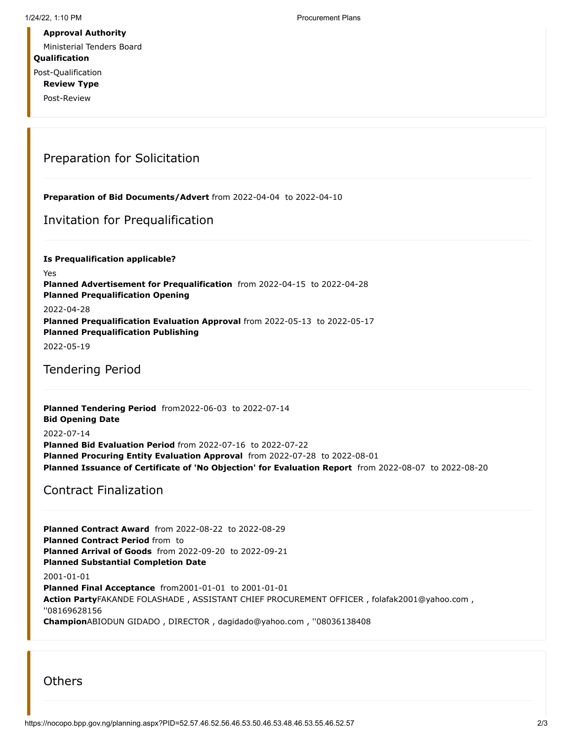**Approval Authority**

Ministerial Tenders Board

**Qualification**

Post-Qualification

**Review Type**

Post-Review

## Preparation for Solicitation

**Preparation of Bid Documents/Advert** from 2022-04-04 to 2022-04-10

## Invitation for Prequalification

**Is Prequalification applicable?**

Yes

**Planned Advertisement for Prequalification** from 2022-04-15 to 2022-04-28

**Planned Prequalification Opening**

2022-04-28

**Planned Prequalification Evaluation Approval** from 2022-05-13 to 2022-05-17

**Planned Prequalification Publishing**

2022-05-19

## Tendering Period

**Planned Tendering Period** from2022-06-03 to 2022-07-14

**Bid Opening Date**

2022-07-14

**Planned Bid Evaluation Period** from 2022-07-16 to 2022-07-22

**Planned Procuring Entity Evaluation Approval** from 2022-07-28 to 2022-08-01

**Planned Issuance of Certificate of 'No Objection' for Evaluation Report** from 2022-08-07 to 2022-08-20

## Contract Finalization

**Planned Contract Award** from 2022-08-22 to 2022-08-29

**Planned Contract Period** from to

**Planned Arrival of Goods** from 2022-09-20 to 2022-09-21

**Planned Substantial Completion Date**

2001-01-01

**Planned Final Acceptance** from2001-01-01 to 2001-01-01

**Action Party**FAKANDE FOLASHADE , ASSISTANT CHIEF PROCUREMENT OFFICER , folafak2001@yahoo.com , ''08169628156

**Champion**ABIODUN GIDADO , DIRECTOR , dagidado@yahoo.com , ''08036138408

## Others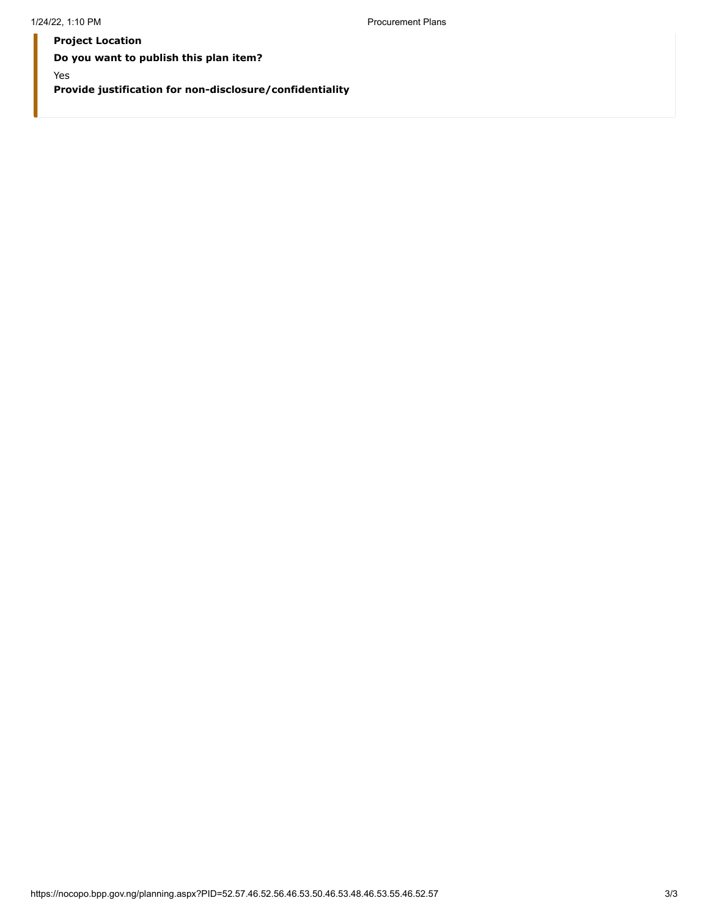**Project Location**

**Do you want to publish this plan item?**

Yes

**Provide justification for non-disclosure/confidentiality**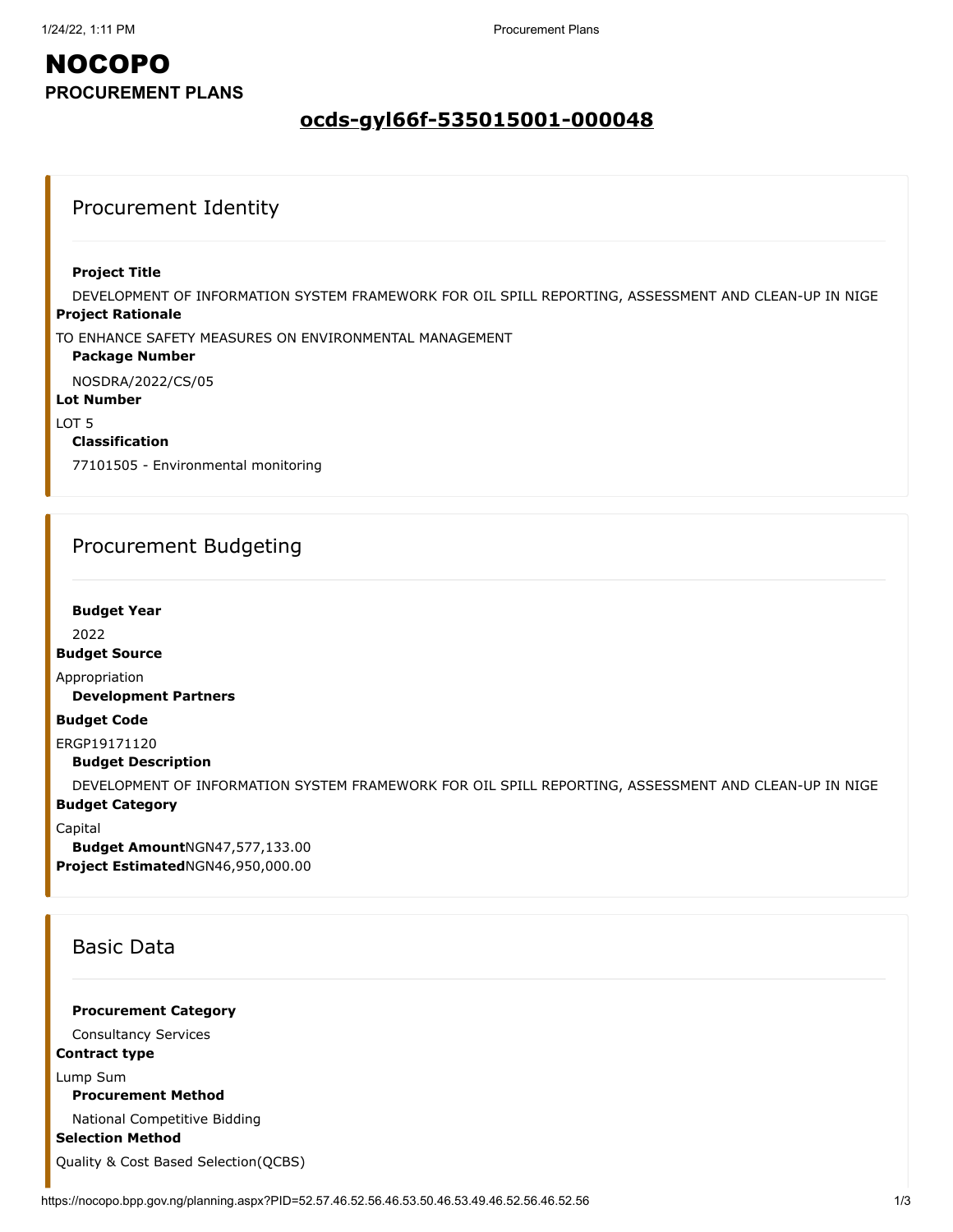# NOCOPO

**PROCUREMENT PLANS**

## ocds-gyl66f-535015001-000048

### Procurement Identity

**Project Title**

DEVELOPMENT OF INFORMATION SYSTEM FRAMEWORK FOR OIL SPILL REPORTING, ASSESSMENT AND CLEAN-UP IN NIGE

**Project Rationale**

TO ENHANCE SAFETY MEASURES ON ENVIRONMENTAL MANAGEMENT

**Package Number**

NOSDRA/2022/CS/05

**Lot Number**

LOT 5

**Classification**

77101505 - Environmental monitoring

### Procurement Budgeting

**Budget Year**

2022

**Budget Source**

Appropriation

**Development Partners**

**Budget Code**

ERGP19171120

**Budget Description**

DEVELOPMENT OF INFORMATION SYSTEM FRAMEWORK FOR OIL SPILL REPORTING, ASSESSMENT AND CLEAN-UP IN NIGE

**Budget Category**

Capital

**Budget Amount**NGN47,577,133.00

**Project Estimated**NGN46,950,000.00

### Basic Data

**Procurement Category**

Consultancy Services

**Contract type**

Lump Sum

**Procurement Method**

National Competitive Bidding

**Selection Method**

Quality & Cost Based Selection(QCBS)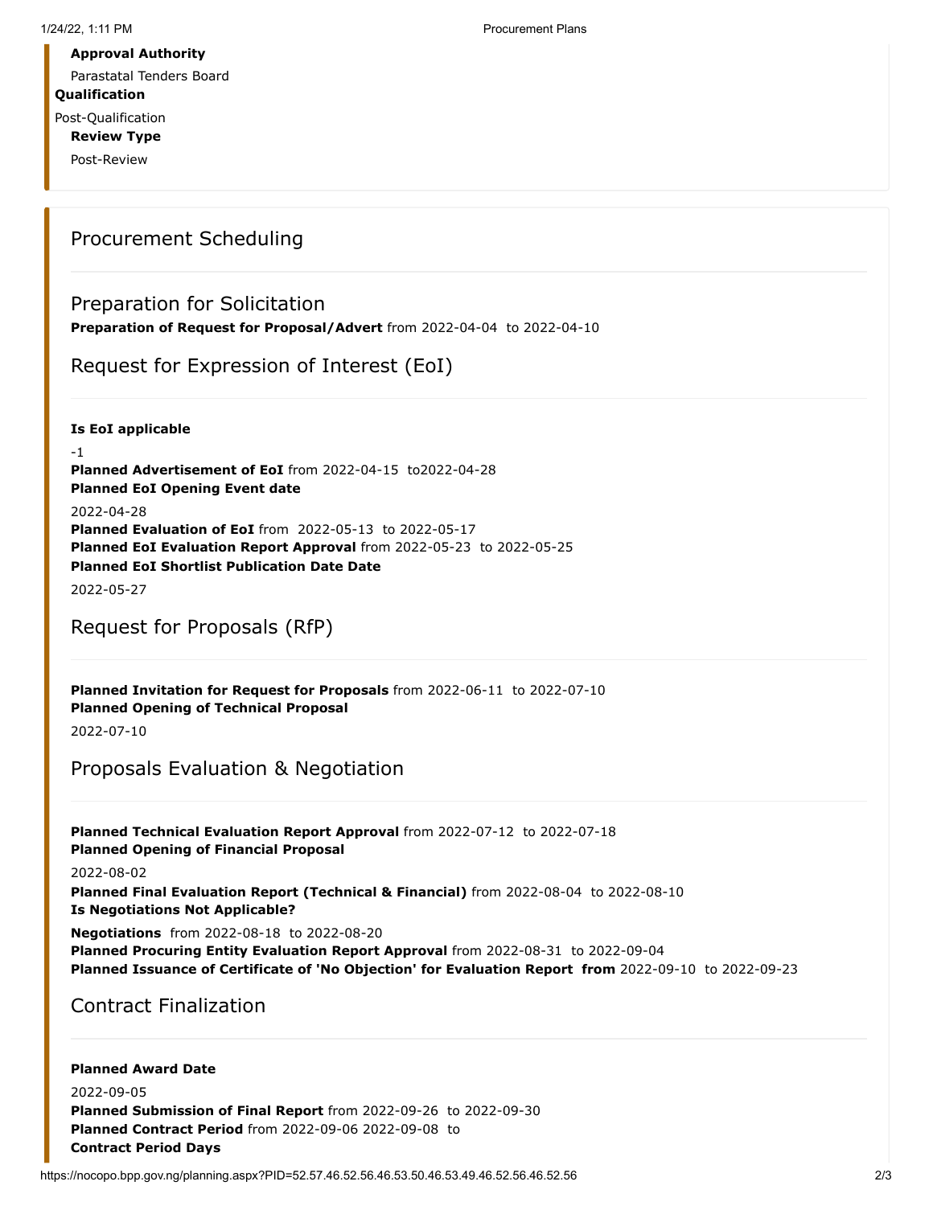**Approval Authority**

Parastatal Tenders Board

**Qualification**

Post-Qualification

**Review Type**

Post-Review

## Procurement Scheduling

### Preparation for Solicitation

**Preparation of Request for Proposal/Advert** from 2022-04-04 to 2022-04-10

### Request for Expression of Interest (EoI)

**Is EoI applicable**

-1

**Planned Advertisement of EoI** from 2022-04-15 to2022-04-28

**Planned EoI Opening Event date**

2022-04-28

**Planned Evaluation of EoI** from 2022-05-13 to 2022-05-17

**Planned EoI Evaluation Report Approval** from 2022-05-23 to 2022-05-25

**Planned EoI Shortlist Publication Date Date**

2022-05-27

### Request for Proposals (RfP)

**Planned Invitation for Request for Proposals** from 2022-06-11 to 2022-07-10

**Planned Opening of Technical Proposal**

2022-07-10

### Proposals Evaluation & Negotiation

**Planned Technical Evaluation Report Approval** from 2022-07-12 to 2022-07-18

**Planned Opening of Financial Proposal**

2022-08-02

**Planned Final Evaluation Report (Technical & Financial)** from 2022-08-04 to 2022-08-10

**Is Negotiations Not Applicable?**

**Negotiations** from 2022-08-18 to 2022-08-20

**Planned Procuring Entity Evaluation Report Approval** from 2022-08-31 to 2022-09-04

**Planned Issuance of Certificate of 'No Objection' for Evaluation Report from** 2022-09-10 to 2022-09-23

### Contract Finalization

**Planned Award Date**

2022-09-05

**Planned Submission of Final Report** from 2022-09-26 to 2022-09-30

**Planned Contract Period** from 2022-09-06 2022-09-08 to

**Contract Period Days**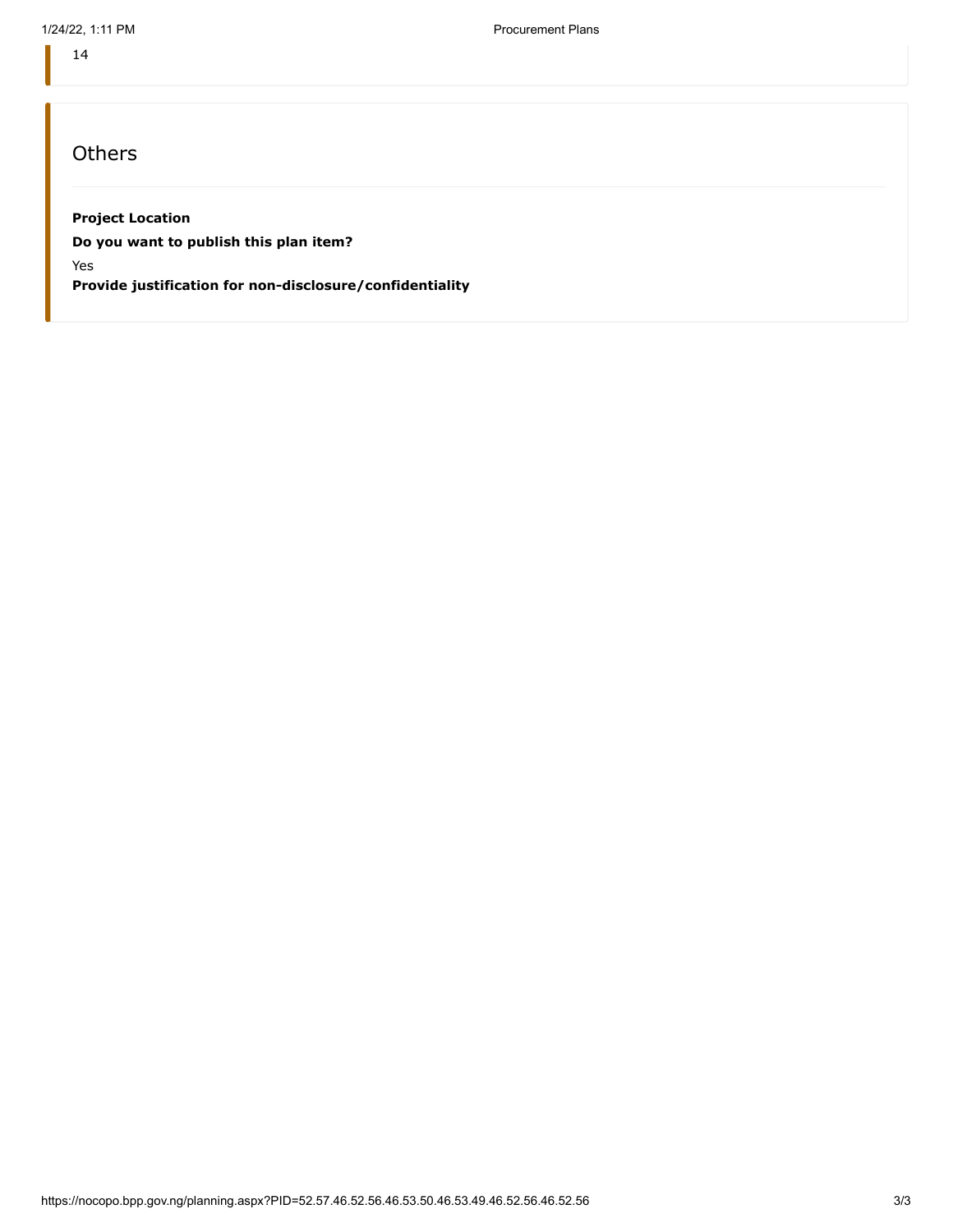14

## Others

**Project Location**

**Do you want to publish this plan item?**

Yes

**Provide justification for non-disclosure/confidentiality**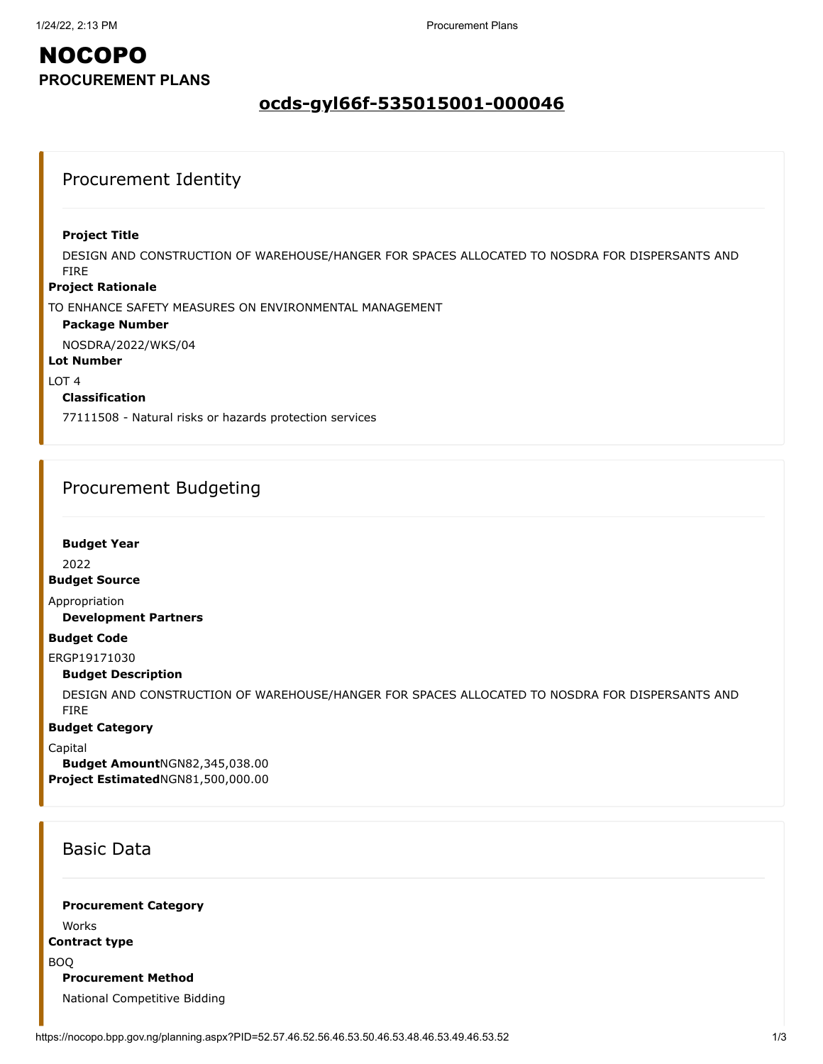# NOCOPO

**PROCUREMENT PLANS**

## ocds-gyl66f-535015001-000046

### Procurement Identity

**Project Title**

DESIGN AND CONSTRUCTION OF WAREHOUSE/HANGER FOR SPACES ALLOCATED TO NOSDRA FOR DISPERSANTS AND FIRE

**Project Rationale**

TO ENHANCE SAFETY MEASURES ON ENVIRONMENTAL MANAGEMENT

**Package Number**

NOSDRA/2022/WKS/04

**Lot Number**

LOT 4

**Classification**

77111508 - Natural risks or hazards protection services

### Procurement Budgeting

**Budget Year**

2022

**Budget Source**

Appropriation

**Development Partners**

**Budget Code**

ERGP19171030

**Budget Description**

DESIGN AND CONSTRUCTION OF WAREHOUSE/HANGER FOR SPACES ALLOCATED TO NOSDRA FOR DISPERSANTS AND FIRE

**Budget Category**

Capital

**Budget Amount** NGN82,345,038.00

**Project Estimated** NGN81,500,000.00

### Basic Data

**Procurement Category**

Works

**Contract type**

BOQ

**Procurement Method**

National Competitive Bidding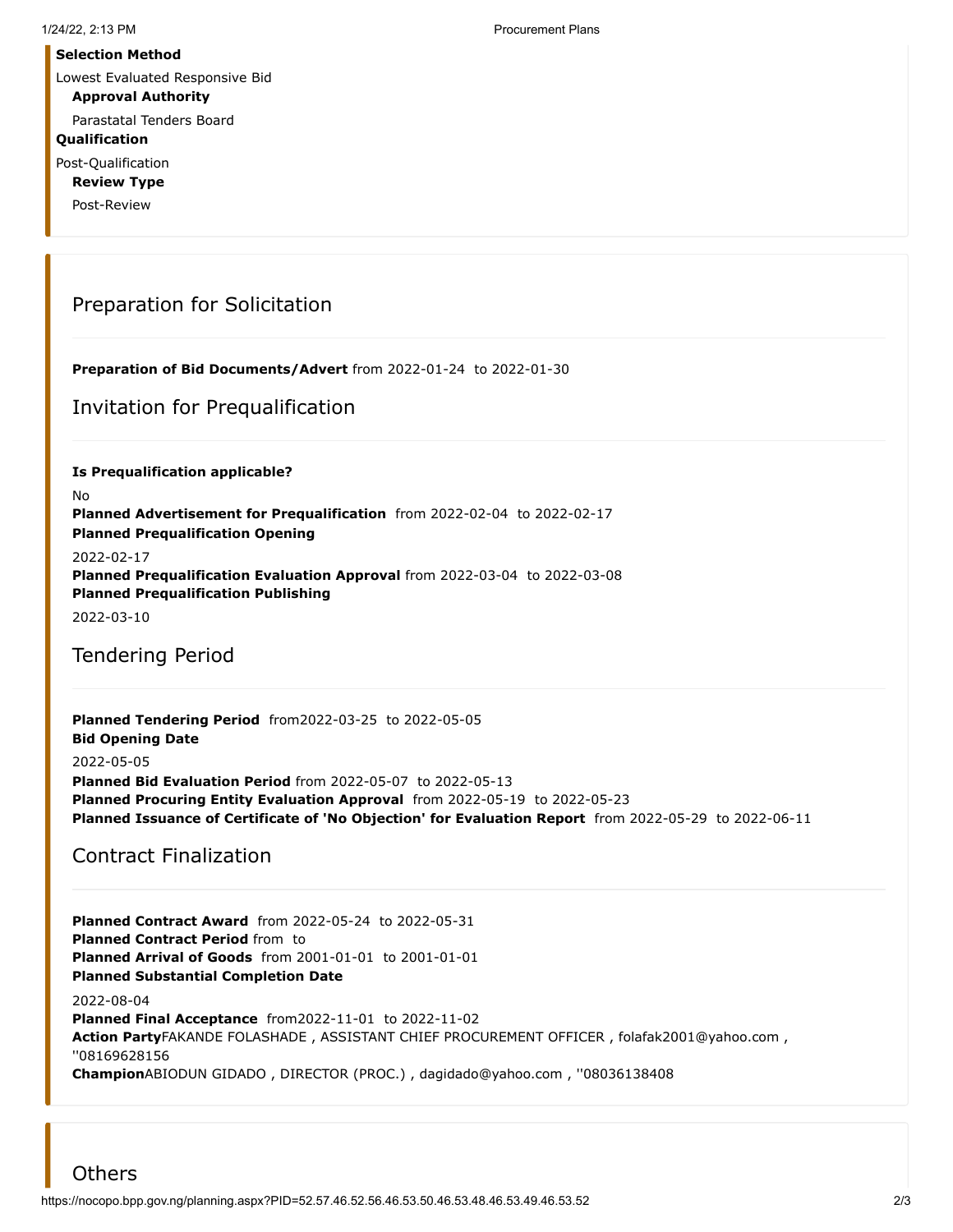**Selection Method**

Lowest Evaluated Responsive Bid

**Approval Authority**

Parastatal Tenders Board

**Qualification**

Post-Qualification

**Review Type**

Post-Review

## Preparation for Solicitation

**Preparation of Bid Documents/Advert** from 2022-01-24 to 2022-01-30

## Invitation for Prequalification

**Is Prequalification applicable?**

No

**Planned Advertisement for Prequalification** from 2022-02-04 to 2022-02-17

**Planned Prequalification Opening**

2022-02-17

**Planned Prequalification Evaluation Approval** from 2022-03-04 to 2022-03-08

**Planned Prequalification Publishing**

2022-03-10

## Tendering Period

**Planned Tendering Period** from2022-03-25 to 2022-05-05

**Bid Opening Date**

2022-05-05

**Planned Bid Evaluation Period** from 2022-05-07 to 2022-05-13

**Planned Procuring Entity Evaluation Approval** from 2022-05-19 to 2022-05-23

**Planned Issuance of Certificate of 'No Objection' for Evaluation Report** from 2022-05-29 to 2022-06-11

## Contract Finalization

**Planned Contract Award** from 2022-05-24 to 2022-05-31

**Planned Contract Period** from to

**Planned Arrival of Goods** from 2001-01-01 to 2001-01-01

**Planned Substantial Completion Date**

2022-08-04

**Planned Final Acceptance** from2022-11-01 to 2022-11-02

**Action Party**FAKANDE FOLASHADE , ASSISTANT CHIEF PROCUREMENT OFFICER , folafak2001@yahoo.com , ''08169628156

**Champion**ABIODUN GIDADO , DIRECTOR (PROC.) , dagidado@yahoo.com , ''08036138408

## Others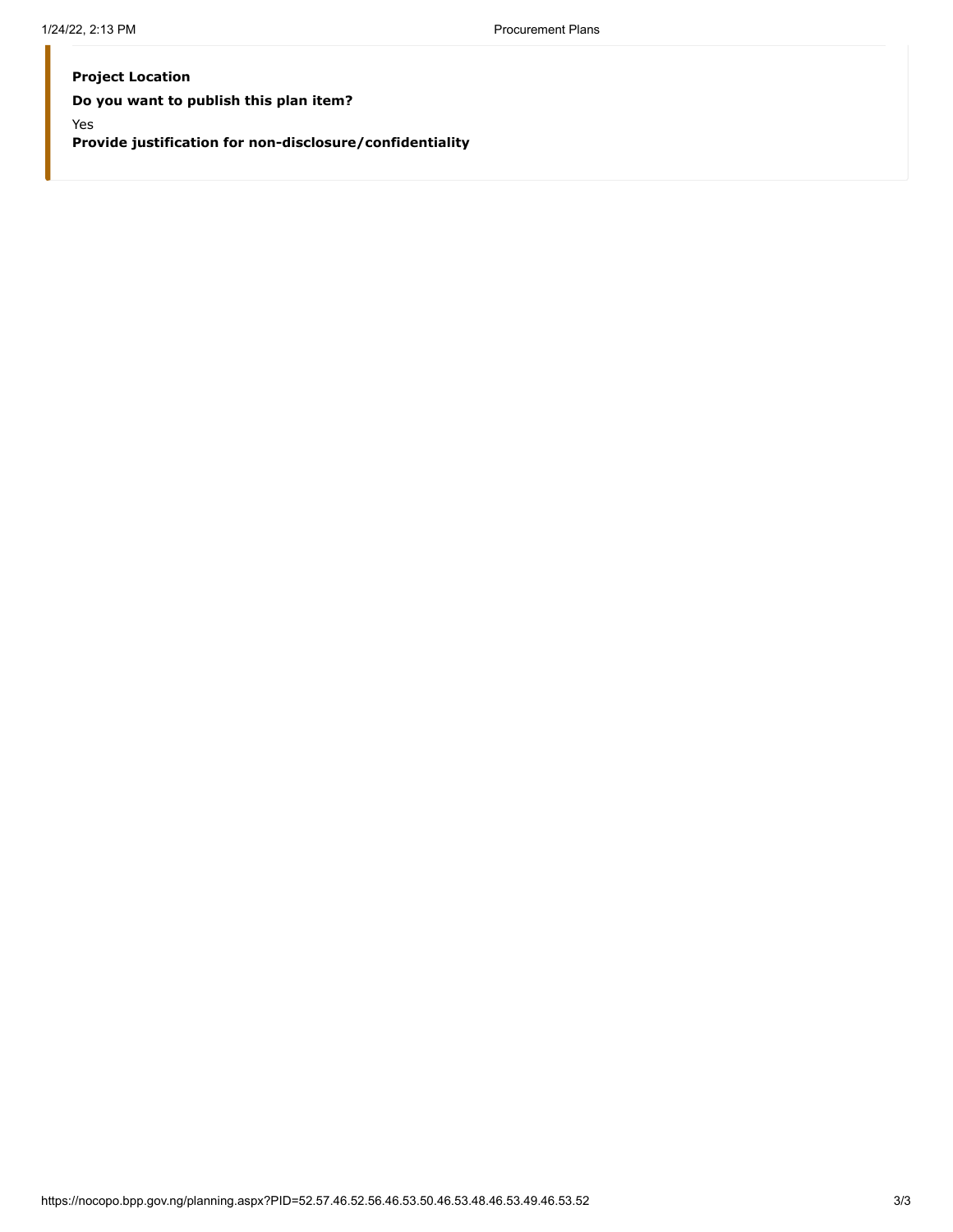**Project Location**

**Do you want to publish this plan item?**

Yes

**Provide justification for non-disclosure/confidentiality**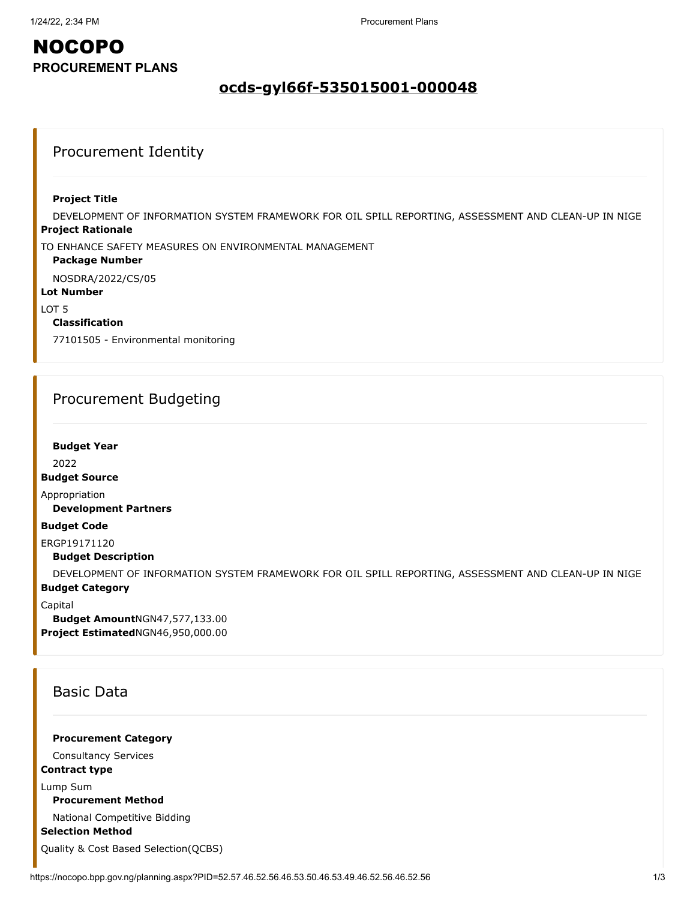# NOCOPO

**PROCUREMENT PLANS**

## ocds-gyl66f-535015001-000048

### Procurement Identity

**Project Title**

DEVELOPMENT OF INFORMATION SYSTEM FRAMEWORK FOR OIL SPILL REPORTING, ASSESSMENT AND CLEAN-UP IN NIGE

**Project Rationale**

TO ENHANCE SAFETY MEASURES ON ENVIRONMENTAL MANAGEMENT

**Package Number**

NOSDRA/2022/CS/05

**Lot Number**

LOT 5

**Classification**

77101505 - Environmental monitoring

### Procurement Budgeting

**Budget Year**

2022

**Budget Source**

Appropriation

**Development Partners**

**Budget Code**

ERGP19171120

**Budget Description**

DEVELOPMENT OF INFORMATION SYSTEM FRAMEWORK FOR OIL SPILL REPORTING, ASSESSMENT AND CLEAN-UP IN NIGE

**Budget Category**

Capital

**Budget Amount**NGN47,577,133.00

**Project Estimated**NGN46,950,000.00

### Basic Data

**Procurement Category**

Consultancy Services

**Contract type**

Lump Sum

**Procurement Method**

National Competitive Bidding

**Selection Method**

Quality & Cost Based Selection(QCBS)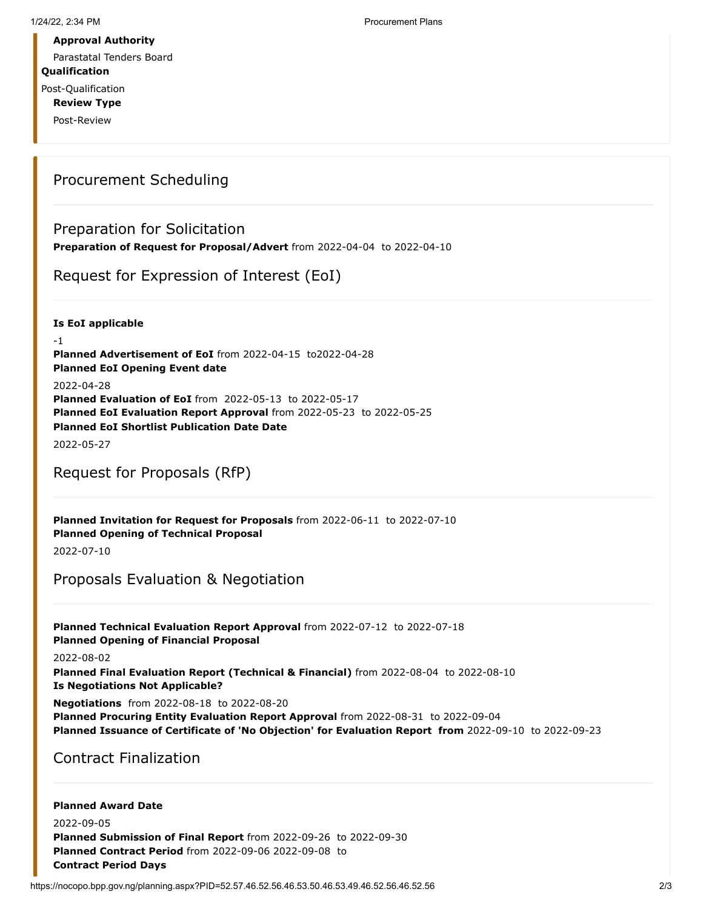**Approval Authority**

Parastatal Tenders Board

**Qualification**

Post-Qualification

**Review Type**

Post-Review

## Procurement Scheduling

### Preparation for Solicitation

**Preparation of Request for Proposal/Advert** from 2022-04-04 to 2022-04-10

### Request for Expression of Interest (EoI)

**Is EoI applicable**

-1

**Planned Advertisement of EoI** from 2022-04-15 to2022-04-28

**Planned EoI Opening Event date**

2022-04-28

**Planned Evaluation of EoI** from 2022-05-13 to 2022-05-17

**Planned EoI Evaluation Report Approval** from 2022-05-23 to 2022-05-25

**Planned EoI Shortlist Publication Date Date**

2022-05-27

### Request for Proposals (RfP)

**Planned Invitation for Request for Proposals** from 2022-06-11 to 2022-07-10

**Planned Opening of Technical Proposal**

2022-07-10

### Proposals Evaluation & Negotiation

**Planned Technical Evaluation Report Approval** from 2022-07-12 to 2022-07-18

**Planned Opening of Financial Proposal**

2022-08-02

**Planned Final Evaluation Report (Technical & Financial)** from 2022-08-04 to 2022-08-10

**Is Negotiations Not Applicable?**

**Negotiations** from 2022-08-18 to 2022-08-20

**Planned Procuring Entity Evaluation Report Approval** from 2022-08-31 to 2022-09-04

**Planned Issuance of Certificate of 'No Objection' for Evaluation Report from** 2022-09-10 to 2022-09-23

### Contract Finalization

**Planned Award Date**

2022-09-05

**Planned Submission of Final Report** from 2022-09-26 to 2022-09-30

**Planned Contract Period** from 2022-09-06 2022-09-08 to

**Contract Period Days**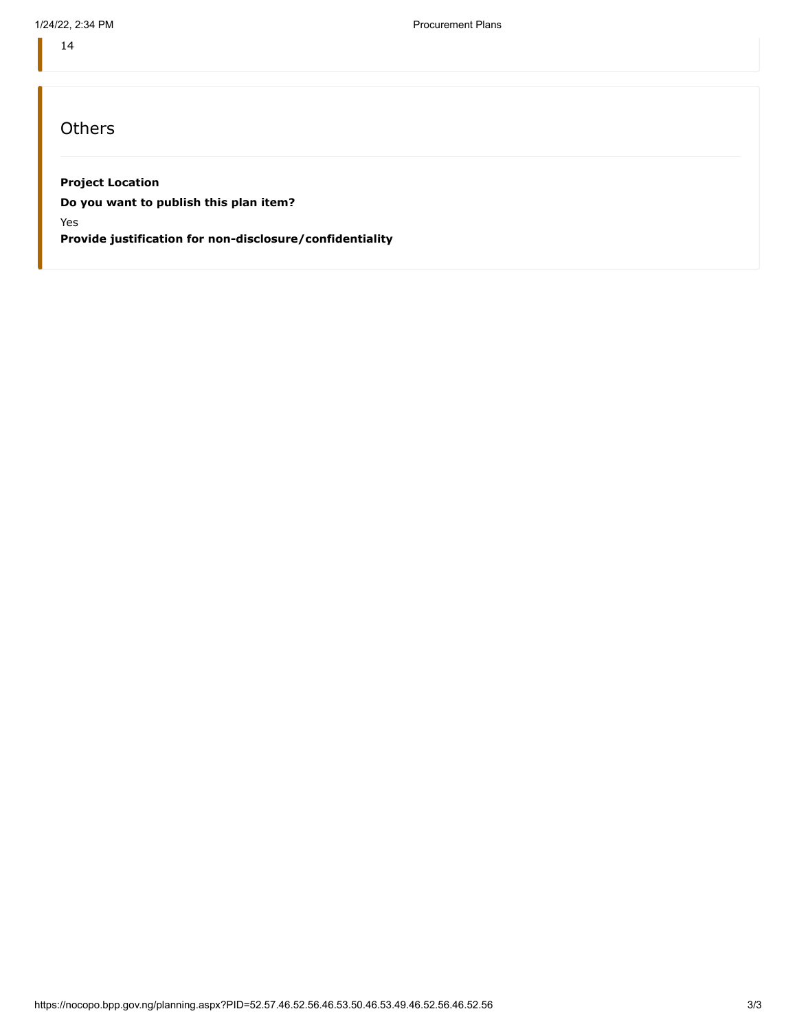14

## Others

**Project Location**

**Do you want to publish this plan item?**

Yes

**Provide justification for non-disclosure/confidentiality**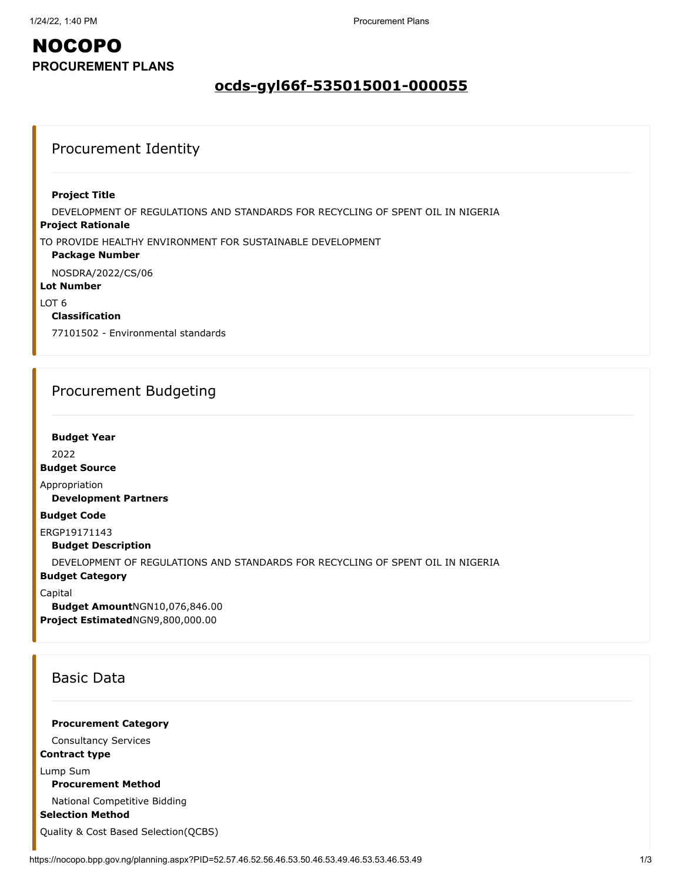# NOCOPO

**PROCUREMENT PLANS**

## ocds-gyl66f-535015001-000055

### Procurement Identity

**Project Title**

DEVELOPMENT OF REGULATIONS AND STANDARDS FOR RECYCLING OF SPENT OIL IN NIGERIA

**Project Rationale**

TO PROVIDE HEALTHY ENVIRONMENT FOR SUSTAINABLE DEVELOPMENT

**Package Number**

NOSDRA/2022/CS/06

**Lot Number**

LOT 6

**Classification**

77101502 - Environmental standards

### Procurement Budgeting

**Budget Year**

2022

**Budget Source**

Appropriation

**Development Partners**

**Budget Code**

ERGP19171143

**Budget Description**

DEVELOPMENT OF REGULATIONS AND STANDARDS FOR RECYCLING OF SPENT OIL IN NIGERIA

**Budget Category**

Capital

**Budget Amount** NGN10,076,846.00

**Project Estimated** NGN9,800,000.00

### Basic Data

**Procurement Category**

Consultancy Services

**Contract type**

Lump Sum

**Procurement Method**

National Competitive Bidding

**Selection Method**

Quality & Cost Based Selection(QCBS)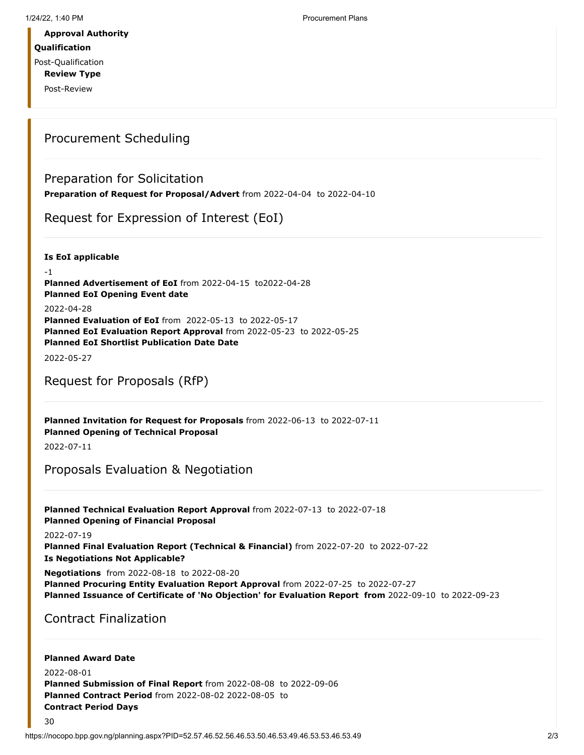**Approval Authority**

**Qualification**

Post-Qualification

**Review Type**

Post-Review

## Procurement Scheduling

### Preparation for Solicitation

**Preparation of Request for Proposal/Advert** from 2022-04-04 to 2022-04-10

### Request for Expression of Interest (EoI)

**Is EoI applicable**

-1

**Planned Advertisement of EoI** from 2022-04-15 to2022-04-28

**Planned EoI Opening Event date**

2022-04-28

**Planned Evaluation of EoI** from 2022-05-13 to 2022-05-17

**Planned EoI Evaluation Report Approval** from 2022-05-23 to 2022-05-25

**Planned EoI Shortlist Publication Date Date**

2022-05-27

### Request for Proposals (RfP)

**Planned Invitation for Request for Proposals** from 2022-06-13 to 2022-07-11

**Planned Opening of Technical Proposal**

2022-07-11

### Proposals Evaluation & Negotiation

**Planned Technical Evaluation Report Approval** from 2022-07-13 to 2022-07-18

**Planned Opening of Financial Proposal**

2022-07-19

**Planned Final Evaluation Report (Technical & Financial)** from 2022-07-20 to 2022-07-22

**Is Negotiations Not Applicable?**

**Negotiations** from 2022-08-18 to 2022-08-20

**Planned Procuring Entity Evaluation Report Approval** from 2022-07-25 to 2022-07-27

**Planned Issuance of Certificate of 'No Objection' for Evaluation Report from** 2022-09-10 to 2022-09-23

### Contract Finalization

**Planned Award Date**

2022-08-01

**Planned Submission of Final Report** from 2022-08-08 to 2022-09-06

**Planned Contract Period** from 2022-08-02 2022-08-05 to

**Contract Period Days**

30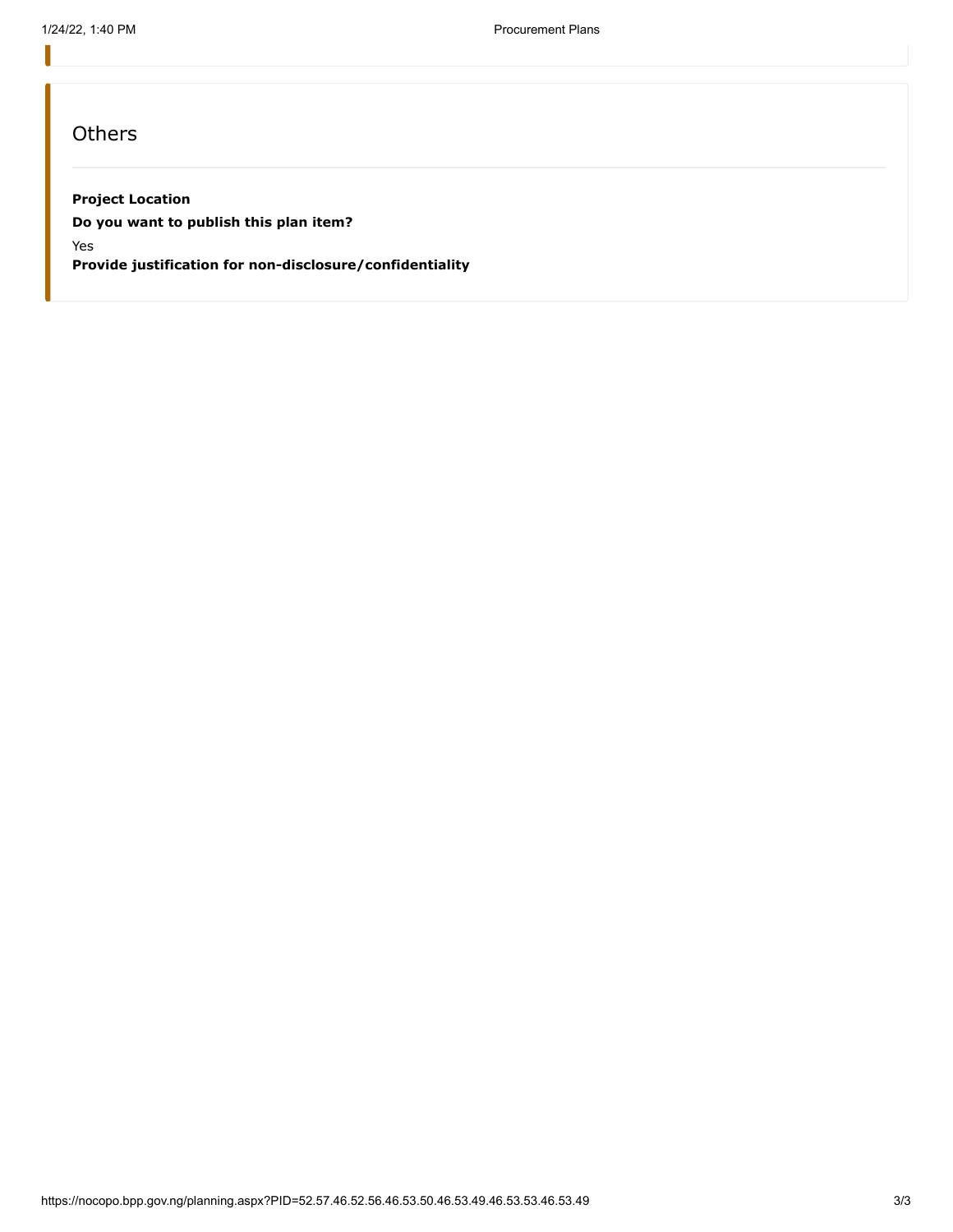## Others

**Project Location**

**Do you want to publish this plan item?**

Yes

**Provide justification for non-disclosure/confidentiality**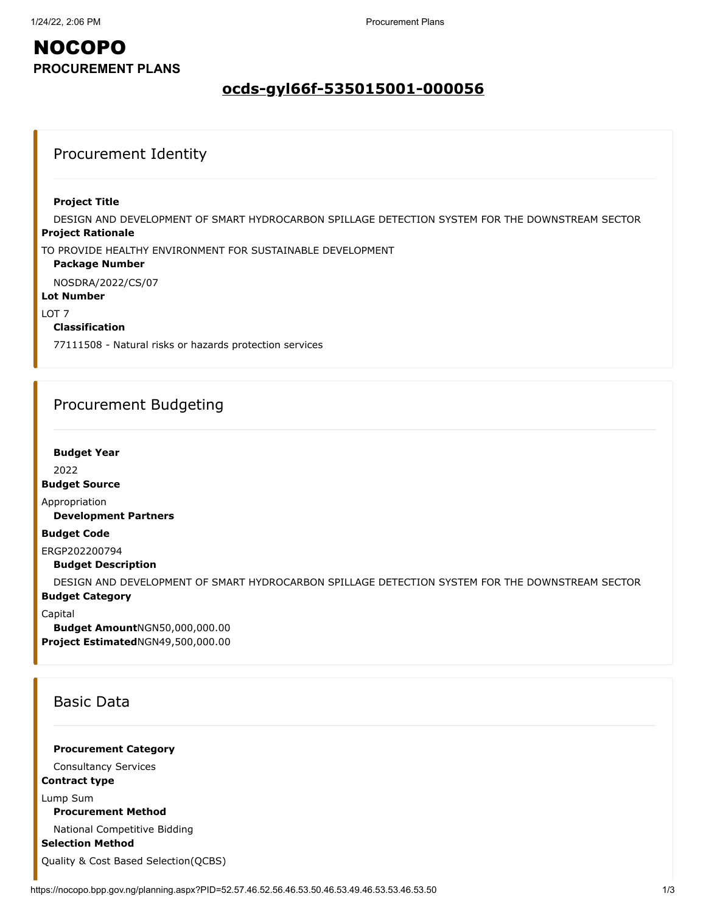# NOCOPO

**PROCUREMENT PLANS**

## ocds-gyl66f-535015001-000056

### Procurement Identity

**Project Title**

DESIGN AND DEVELOPMENT OF SMART HYDROCARBON SPILLAGE DETECTION SYSTEM FOR THE DOWNSTREAM SECTOR

**Project Rationale**

TO PROVIDE HEALTHY ENVIRONMENT FOR SUSTAINABLE DEVELOPMENT

**Package Number**

NOSDRA/2022/CS/07

**Lot Number**

LOT 7

**Classification**

77111508 - Natural risks or hazards protection services

### Procurement Budgeting

**Budget Year**

2022

**Budget Source**

Appropriation

**Development Partners**

**Budget Code**

ERGP202200794

**Budget Description**

DESIGN AND DEVELOPMENT OF SMART HYDROCARBON SPILLAGE DETECTION SYSTEM FOR THE DOWNSTREAM SECTOR

**Budget Category**

Capital

**Budget Amount** NGN50,000,000.00

**Project Estimated** NGN49,500,000.00

### Basic Data

**Procurement Category**

Consultancy Services

**Contract type**

Lump Sum

**Procurement Method**

National Competitive Bidding

**Selection Method**

Quality & Cost Based Selection(QCBS)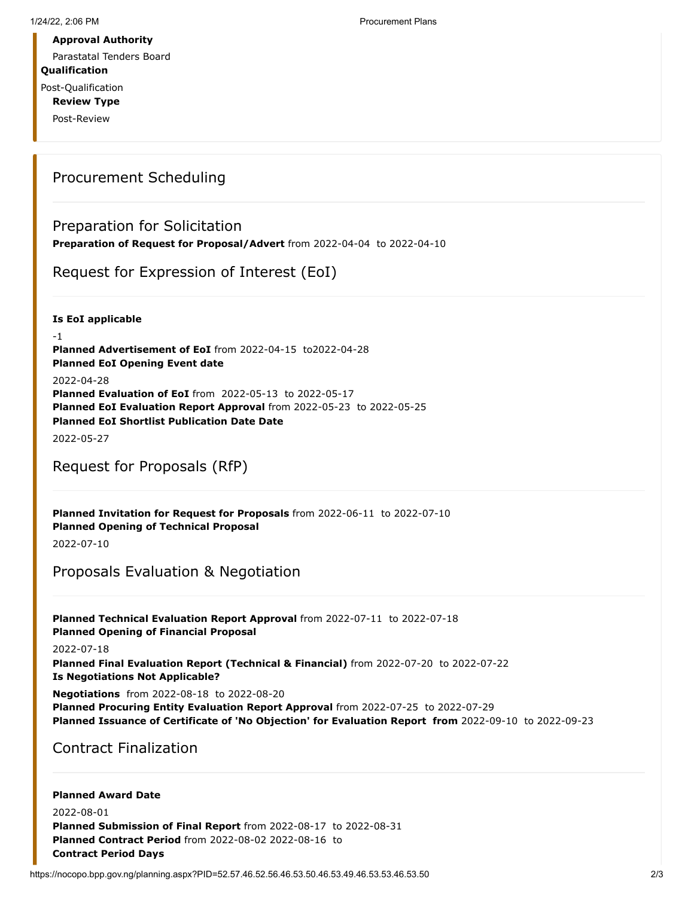**Approval Authority**

Parastatal Tenders Board

**Qualification**

Post-Qualification

**Review Type**

Post-Review

## Procurement Scheduling

### Preparation for Solicitation

**Preparation of Request for Proposal/Advert** from 2022-04-04 to 2022-04-10

### Request for Expression of Interest (EoI)

**Is EoI applicable**

-1

**Planned Advertisement of EoI** from 2022-04-15 to2022-04-28

**Planned EoI Opening Event date**

2022-04-28

**Planned Evaluation of EoI** from 2022-05-13 to 2022-05-17

**Planned EoI Evaluation Report Approval** from 2022-05-23 to 2022-05-25

**Planned EoI Shortlist Publication Date Date**

2022-05-27

### Request for Proposals (RfP)

**Planned Invitation for Request for Proposals** from 2022-06-11 to 2022-07-10

**Planned Opening of Technical Proposal**

2022-07-10

### Proposals Evaluation & Negotiation

**Planned Technical Evaluation Report Approval** from 2022-07-11 to 2022-07-18

**Planned Opening of Financial Proposal**

2022-07-18

**Planned Final Evaluation Report (Technical & Financial)** from 2022-07-20 to 2022-07-22

**Is Negotiations Not Applicable?**

**Negotiations** from 2022-08-18 to 2022-08-20

**Planned Procuring Entity Evaluation Report Approval** from 2022-07-25 to 2022-07-29

**Planned Issuance of Certificate of 'No Objection' for Evaluation Report from** 2022-09-10 to 2022-09-23

### Contract Finalization

**Planned Award Date**

2022-08-01

**Planned Submission of Final Report** from 2022-08-17 to 2022-08-31

**Planned Contract Period** from 2022-08-02 2022-08-16 to

**Contract Period Days**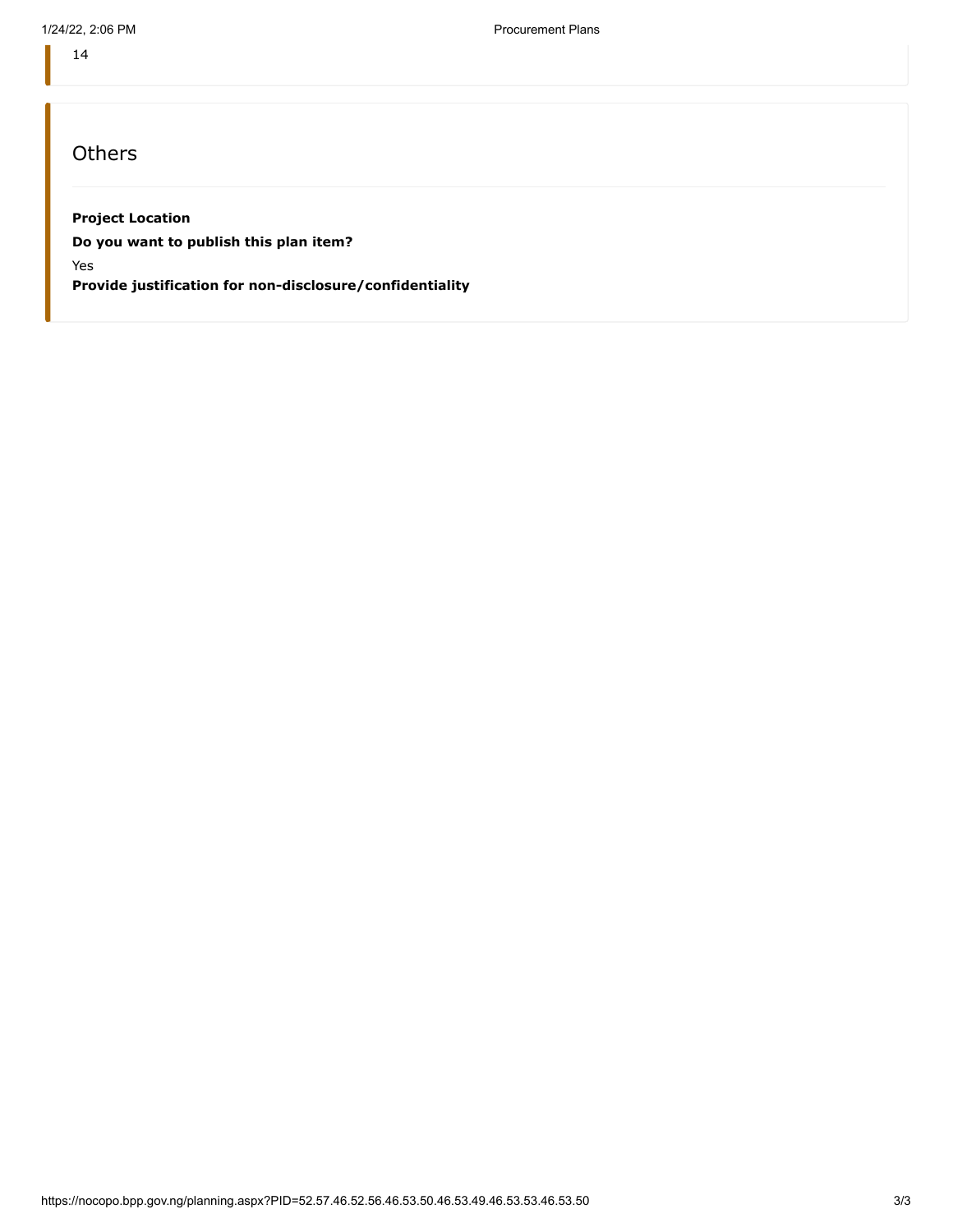14

## Others

**Project Location**

**Do you want to publish this plan item?**

Yes

**Provide justification for non-disclosure/confidentiality**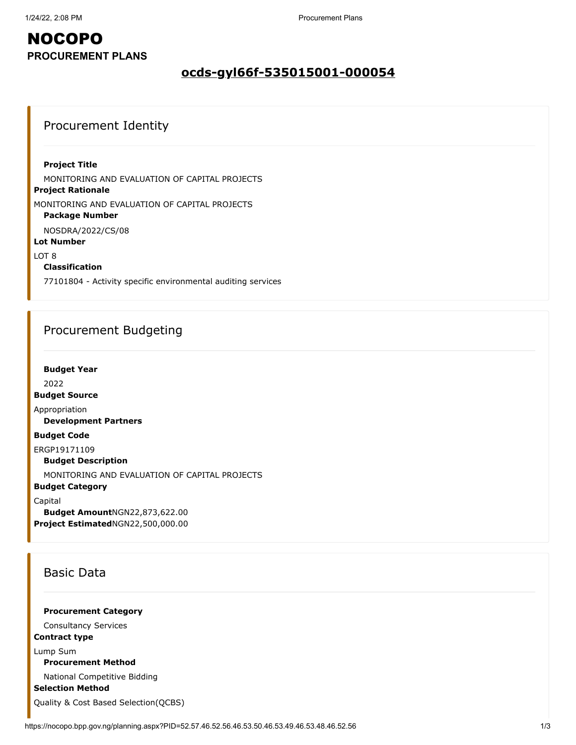# NOCOPO

**PROCUREMENT PLANS**

## ocds-gyl66f-535015001-000054

### Procurement Identity

**Project Title**

MONITORING AND EVALUATION OF CAPITAL PROJECTS

**Project Rationale**

MONITORING AND EVALUATION OF CAPITAL PROJECTS

**Package Number**

NOSDRA/2022/CS/08

**Lot Number**

LOT 8

**Classification**

77101804 - Activity specific environmental auditing services

### Procurement Budgeting

**Budget Year**

2022

**Budget Source**

Appropriation

**Development Partners**

**Budget Code**

ERGP19171109

**Budget Description**

MONITORING AND EVALUATION OF CAPITAL PROJECTS

**Budget Category**

Capital

**Budget Amount**NGN22,873,622.00

**Project Estimated**NGN22,500,000.00

### Basic Data

**Procurement Category**

Consultancy Services

**Contract type**

Lump Sum

**Procurement Method**

National Competitive Bidding

**Selection Method**

Quality & Cost Based Selection(QCBS)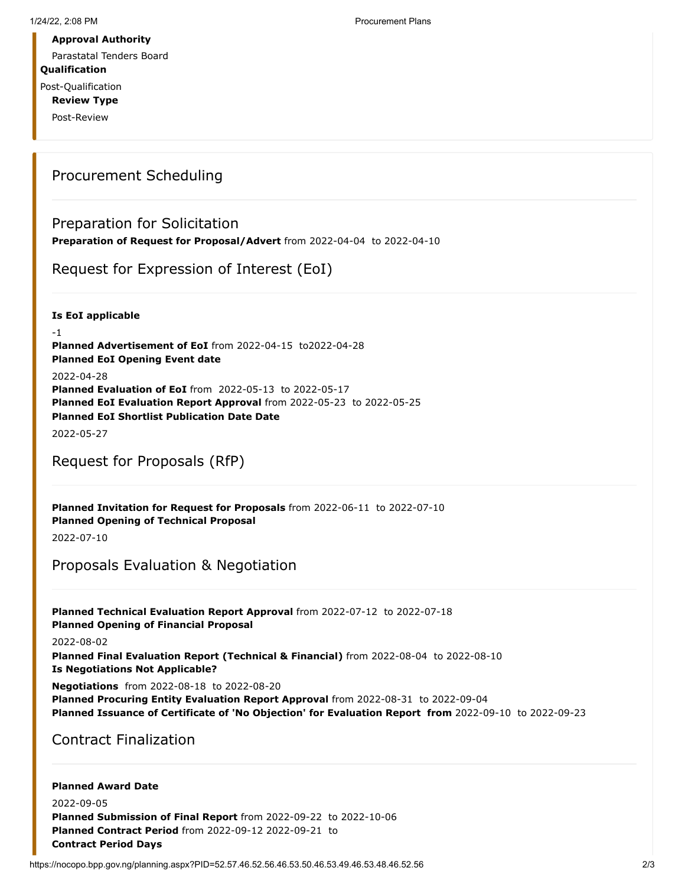**Approval Authority**

Parastatal Tenders Board

**Qualification**

Post-Qualification

**Review Type**

Post-Review

## Procurement Scheduling

### Preparation for Solicitation

**Preparation of Request for Proposal/Advert** from 2022-04-04 to 2022-04-10

### Request for Expression of Interest (EoI)

**Is EoI applicable**

-1

**Planned Advertisement of EoI** from 2022-04-15 to2022-04-28

**Planned EoI Opening Event date**

2022-04-28

**Planned Evaluation of EoI** from 2022-05-13 to 2022-05-17

**Planned EoI Evaluation Report Approval** from 2022-05-23 to 2022-05-25

**Planned EoI Shortlist Publication Date Date**

2022-05-27

### Request for Proposals (RfP)

**Planned Invitation for Request for Proposals** from 2022-06-11 to 2022-07-10

**Planned Opening of Technical Proposal**

2022-07-10

### Proposals Evaluation & Negotiation

**Planned Technical Evaluation Report Approval** from 2022-07-12 to 2022-07-18

**Planned Opening of Financial Proposal**

2022-08-02

**Planned Final Evaluation Report (Technical & Financial)** from 2022-08-04 to 2022-08-10

**Is Negotiations Not Applicable?**

**Negotiations** from 2022-08-18 to 2022-08-20

**Planned Procuring Entity Evaluation Report Approval** from 2022-08-31 to 2022-09-04

**Planned Issuance of Certificate of 'No Objection' for Evaluation Report from** 2022-09-10 to 2022-09-23

### Contract Finalization

**Planned Award Date**

2022-09-05

**Planned Submission of Final Report** from 2022-09-22 to 2022-10-06

**Planned Contract Period** from 2022-09-12 2022-09-21 to

**Contract Period Days**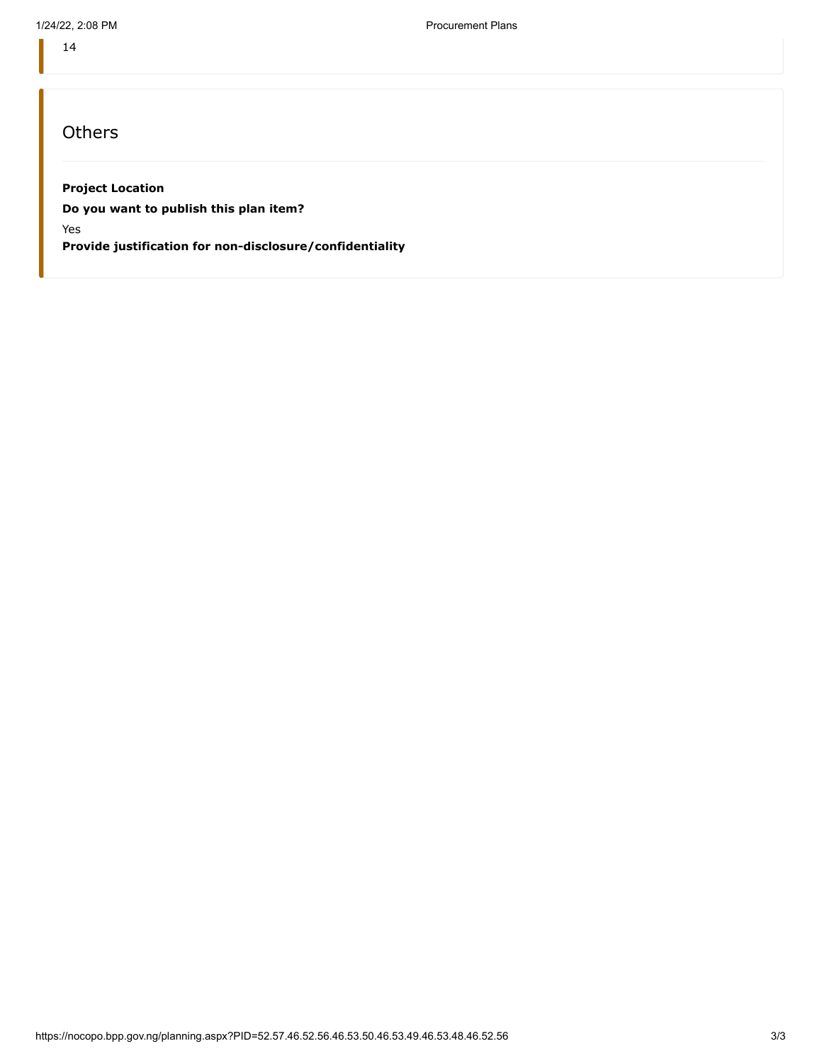14

## Others

**Project Location**

**Do you want to publish this plan item?**

Yes

**Provide justification for non-disclosure/confidentiality**